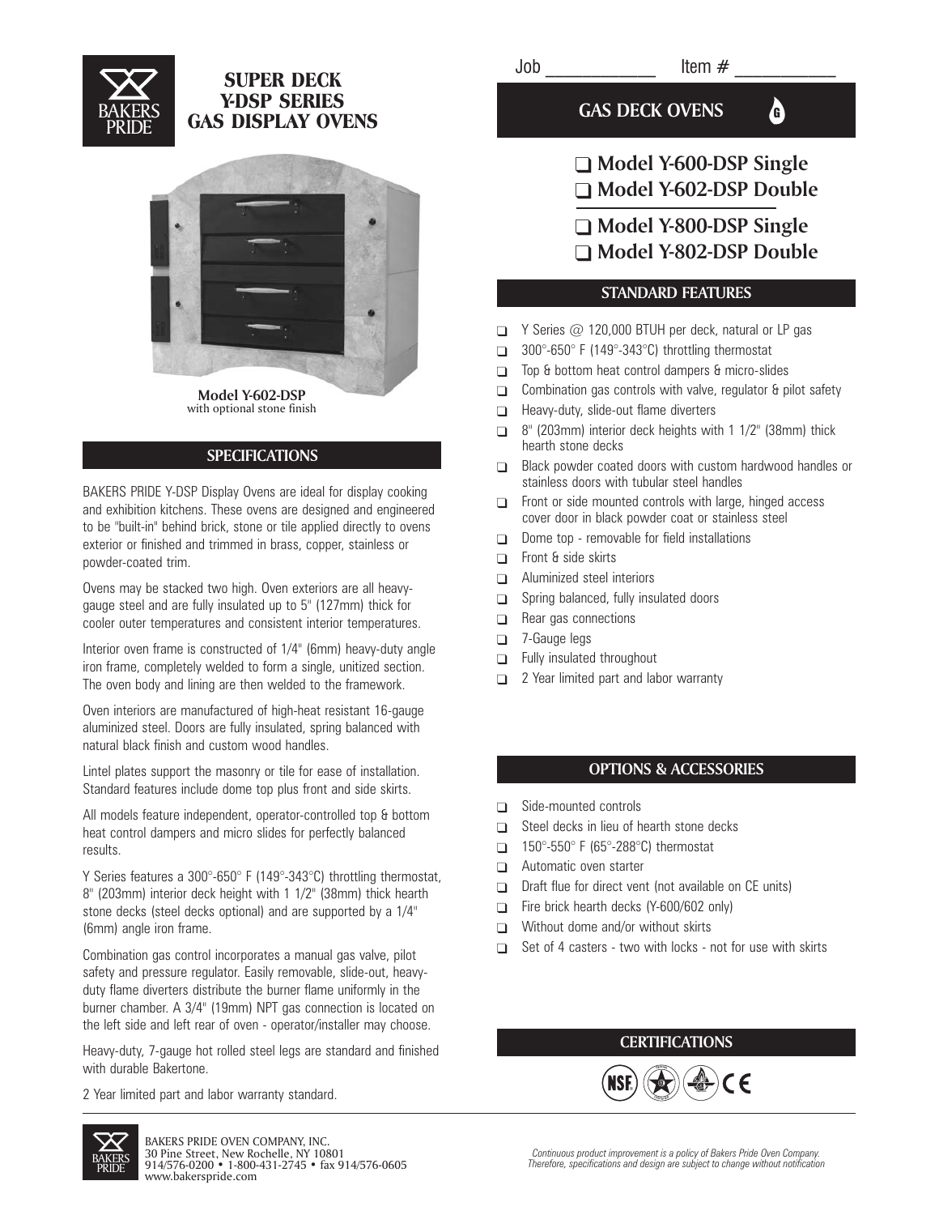# SUPER DECK Y-DSP SERIES GAS DISPLAY OVENS

Model Y-602-DSP
with optional stone finish

Job ___________ Item # ___________

## GAS DECK OVENS

- ❑ Model Y-600-DSP Single
- ❑ Model Y-602-DSP Double
- ❑ Model Y-800-DSP Single
- ❑ Model Y-802-DSP Double

## SPECIFICATIONS

BAKERS PRIDE Y-DSP Display Ovens are ideal for display cooking and exhibition kitchens. These ovens are designed and engineered to be "built-in" behind brick, stone or tile applied directly to ovens exterior or finished and trimmed in brass, copper, stainless or powder-coated trim.

Ovens may be stacked two high. Oven exteriors are all heavy-gauge steel and are fully insulated up to 5" (127mm) thick for cooler outer temperatures and consistent interior temperatures.

Interior oven frame is constructed of 1/4" (6mm) heavy-duty angle iron frame, completely welded to form a single, unitized section. The oven body and lining are then welded to the framework.

Oven interiors are manufactured of high-heat resistant 16-gauge aluminized steel. Doors are fully insulated, spring balanced with natural black finish and custom wood handles.

Lintel plates support the masonry or tile for ease of installation. Standard features include dome top plus front and side skirts.

All models feature independent, operator-controlled top & bottom heat control dampers and micro slides for perfectly balanced results.

Y Series features a 300°-650° F (149°-343°C) throttling thermostat, 8" (203mm) interior deck height with 1 1/2" (38mm) thick hearth stone decks (steel decks optional) and are supported by a 1/4" (6mm) angle iron frame.

Combination gas control incorporates a manual gas valve, pilot safety and pressure regulator. Easily removable, slide-out, heavy-duty flame diverters distribute the burner flame uniformly in the burner chamber. A 3/4" (19mm) NPT gas connection is located on the left side and left rear of oven - operator/installer may choose.

Heavy-duty, 7-gauge hot rolled steel legs are standard and finished with durable Bakertone.

2 Year limited part and labor warranty standard.

## STANDARD FEATURES

- ❑ Y Series @ 120,000 BTUH per deck, natural or LP gas
- ❑ 300°-650° F (149°-343°C) throttling thermostat
- ❑ Top & bottom heat control dampers & micro-slides
- ❑ Combination gas controls with valve, regulator & pilot safety
- ❑ Heavy-duty, slide-out flame diverters
- ❑ 8" (203mm) interior deck heights with 1 1/2" (38mm) thick hearth stone decks
- ❑ Black powder coated doors with custom hardwood handles or stainless doors with tubular steel handles
- ❑ Front or side mounted controls with large, hinged access cover door in black powder coat or stainless steel
- ❑ Dome top - removable for field installations
- ❑ Front & side skirts
- ❑ Aluminized steel interiors
- ❑ Spring balanced, fully insulated doors
- ❑ Rear gas connections
- ❑ 7-Gauge legs
- ❑ Fully insulated throughout
- ❑ 2 Year limited part and labor warranty

## OPTIONS & ACCESSORIES

- ❑ Side-mounted controls
- ❑ Steel decks in lieu of hearth stone decks
- ❑ 150°-550° F (65°-288°C) thermostat
- ❑ Automatic oven starter
- ❑ Draft flue for direct vent (not available on CE units)
- ❑ Fire brick hearth decks (Y-600/602 only)
- ❑ Without dome and/or without skirts
- ❑ Set of 4 casters - two with locks - not for use with skirts

## CERTIFICATIONS

NSF CE

BAKERS PRIDE OVEN COMPANY, INC.
30 Pine Street, New Rochelle, NY 10801
914/576-0200 • 1-800-431-2745 • fax 914/576-0605
www.bakerspride.com

*Continuous product improvement is a policy of Bakers Pride Oven Company. Therefore, specifications and design are subject to change without notification*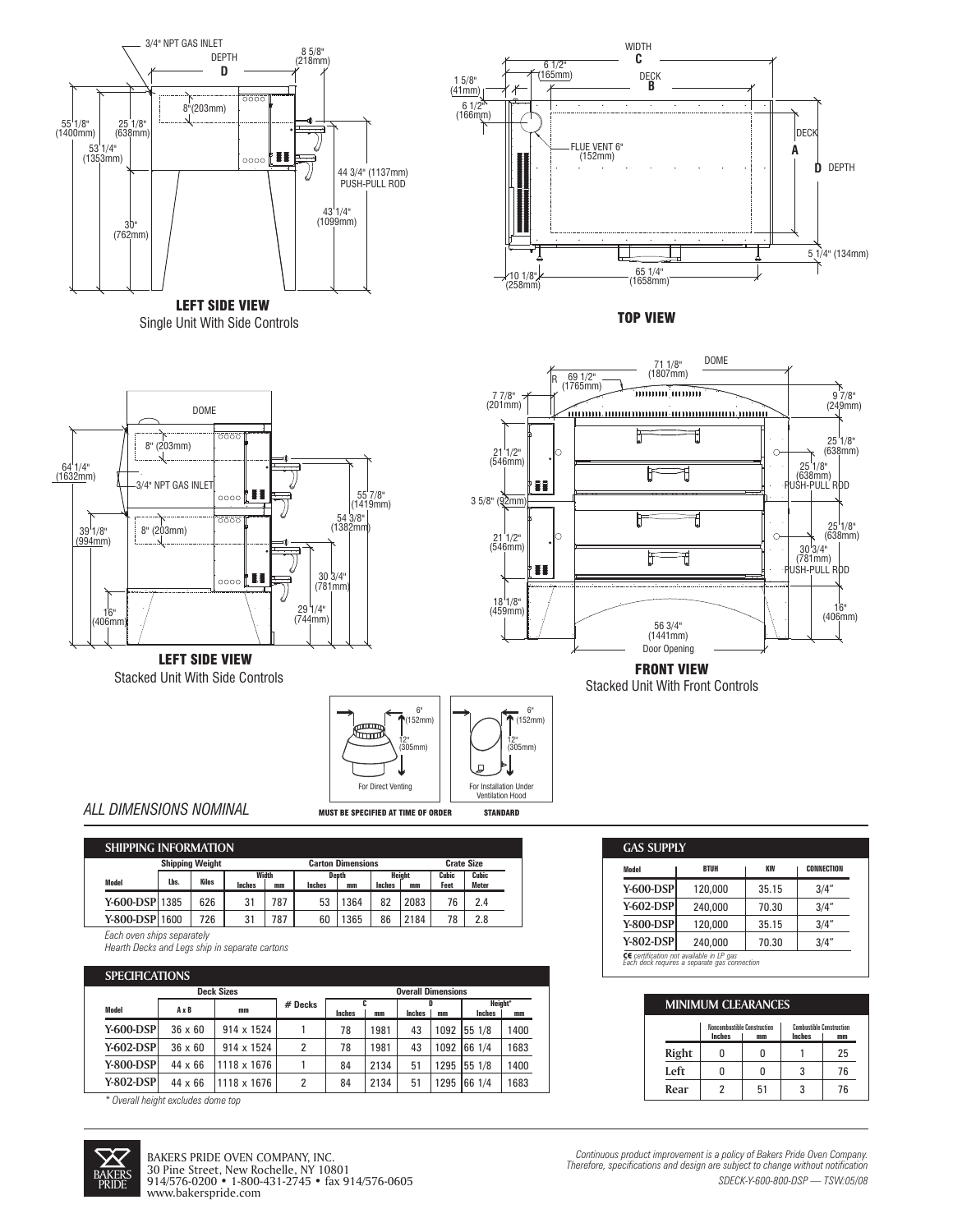LEFT SIDE VIEW
Single Unit With Side Controls

TOP VIEW

LEFT SIDE VIEW
Stacked Unit With Side Controls

FRONT VIEW
Stacked Unit With Front Controls

For Direct Venting

MUST BE SPECIFIED AT TIME OF ORDER

For Installation Under Ventilation Hood

STANDARD

*ALL DIMENSIONS NOMINAL*

## SHIPPING INFORMATION

| Model | Shipping Weight | | Carton Dimensions | | | | | | Crate Size | |
|---|---|---|---|---|---|---|---|---|---|---|
| | Lbs. | Kilos | Width Inches | Width mm | Depth Inches | Depth mm | Height Inches | Height mm | Cubic Feet | Cubic Meter |
| Y-600-DSP | 1385 | 626 | 31 | 787 | 53 | 1364 | 82 | 2083 | 76 | 2.4 |
| Y-800-DSP | 1600 | 726 | 31 | 787 | 60 | 1365 | 86 | 2184 | 78 | 2.8 |

*Each oven ships separately*
*Hearth Decks and Legs ship in separate cartons*

## SPECIFICATIONS

| Model | Deck Sizes | | # Decks | Overall Dimensions | | | | | |
|---|---|---|---|---|---|---|---|---|---|
| | A x B | mm | | C Inches | C mm | D Inches | D mm | Height* Inches | Height* mm |
| Y-600-DSP | 36 x 60 | 914 x 1524 | 1 | 78 | 1981 | 43 | 1092 | 55 1/8 | 1400 |
| Y-602-DSP | 36 x 60 | 914 x 1524 | 2 | 78 | 1981 | 43 | 1092 | 66 1/4 | 1683 |
| Y-800-DSP | 44 x 66 | 1118 x 1676 | 1 | 84 | 2134 | 51 | 1295 | 55 1/8 | 1400 |
| Y-802-DSP | 44 x 66 | 1118 x 1676 | 2 | 84 | 2134 | 51 | 1295 | 66 1/4 | 1683 |

*\* Overall height excludes dome top*

## GAS SUPPLY

| Model | BTUH | KW | CONNECTION |
|---|---|---|---|
| Y-600-DSP | 120,000 | 35.15 | 3/4" |
| Y-602-DSP | 240,000 | 70.30 | 3/4" |
| Y-800-DSP | 120,000 | 35.15 | 3/4" |
| Y-802-DSP | 240,000 | 70.30 | 3/4" |

*CE certification not available in LP gas*
*Each deck requires a separate gas connection*

## MINIMUM CLEARANCES

| | Noncombustible Construction Inches | Noncombustible Construction mm | Combustible Construction Inches | Combustible Construction mm |
|---|---|---|---|---|
| Right | 0 | 0 | 1 | 25 |
| Left | 0 | 0 | 3 | 76 |
| Rear | 2 | 51 | 3 | 76 |

BAKERS PRIDE OVEN COMPANY, INC.
30 Pine Street, New Rochelle, NY 10801
914/576-0200 • 1-800-431-2745 • fax 914/576-0605
www.bakerspride.com

*Continuous product improvement is a policy of Bakers Pride Oven Company. Therefore, specifications and design are subject to change without notification*

*SDECK-Y-600-800-DSP — TSW:05/08*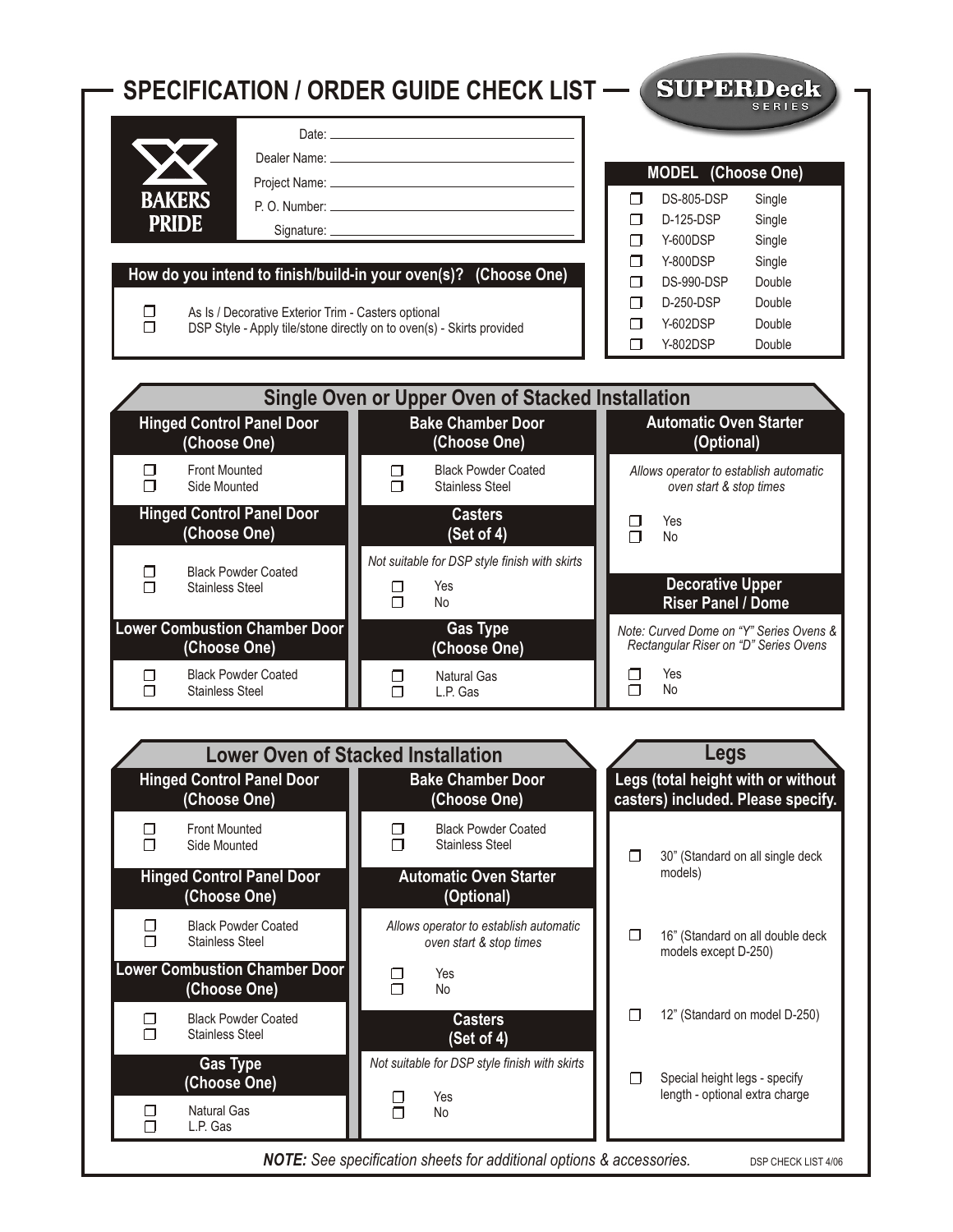# SPECIFICATION / ORDER GUIDE CHECK LIST

SUPERDeck SERIES

BAKERS PRIDE

Date: ______________________

Dealer Name: ______________________

Project Name: ______________________

P. O. Number: ______________________

Signature: ______________________

## How do you intend to finish/build-in your oven(s)? (Choose One)

- ☐ As Is / Decorative Exterior Trim - Casters optional
- ☐ DSP Style - Apply tile/stone directly on to oven(s) - Skirts provided

## MODEL (Choose One)

| | | |
|---|---|---|
| ☐ | DS-805-DSP | Single |
| ☐ | D-125-DSP | Single |
| ☐ | Y-600DSP | Single |
| ☐ | Y-800DSP | Single |
| ☐ | DS-990-DSP | Double |
| ☐ | D-250-DSP | Double |
| ☐ | Y-602DSP | Double |
| ☐ | Y-802DSP | Double |

## Single Oven or Upper Oven of Stacked Installation

### Hinged Control Panel Door (Choose One)

- ☐ Front Mounted
- ☐ Side Mounted

### Hinged Control Panel Door (Choose One)

- ☐ Black Powder Coated
- ☐ Stainless Steel

### Lower Combustion Chamber Door (Choose One)

- ☐ Black Powder Coated
- ☐ Stainless Steel

### Bake Chamber Door (Choose One)

- ☐ Black Powder Coated
- ☐ Stainless Steel

### Casters (Set of 4)

*Not suitable for DSP style finish with skirts*

- ☐ Yes
- ☐ No

### Gas Type (Choose One)

- ☐ Natural Gas
- ☐ L.P. Gas

### Automatic Oven Starter (Optional)

*Allows operator to establish automatic oven start & stop times*

- ☐ Yes
- ☐ No

### Decorative Upper Riser Panel / Dome

*Note: Curved Dome on "Y" Series Ovens & Rectangular Riser on "D" Series Ovens*

- ☐ Yes
- ☐ No

## Lower Oven of Stacked Installation

### Hinged Control Panel Door (Choose One)

- ☐ Front Mounted
- ☐ Side Mounted

### Hinged Control Panel Door (Choose One)

- ☐ Black Powder Coated
- ☐ Stainless Steel

### Lower Combustion Chamber Door (Choose One)

- ☐ Black Powder Coated
- ☐ Stainless Steel

### Gas Type (Choose One)

- ☐ Natural Gas
- ☐ L.P. Gas

### Bake Chamber Door (Choose One)

- ☐ Black Powder Coated
- ☐ Stainless Steel

### Automatic Oven Starter (Optional)

*Allows operator to establish automatic oven start & stop times*

- ☐ Yes
- ☐ No

### Casters (Set of 4)

*Not suitable for DSP style finish with skirts*

- ☐ Yes
- ☐ No

## Legs

### Legs (total height with or without casters) included. Please specify.

- ☐ 30" (Standard on all single deck models)
- ☐ 16" (Standard on all double deck models except D-250)
- ☐ 12" (Standard on model D-250)
- ☐ Special height legs - specify length - optional extra charge

***NOTE:*** *See specification sheets for additional options & accessories.*

DSP CHECK LIST 4/06